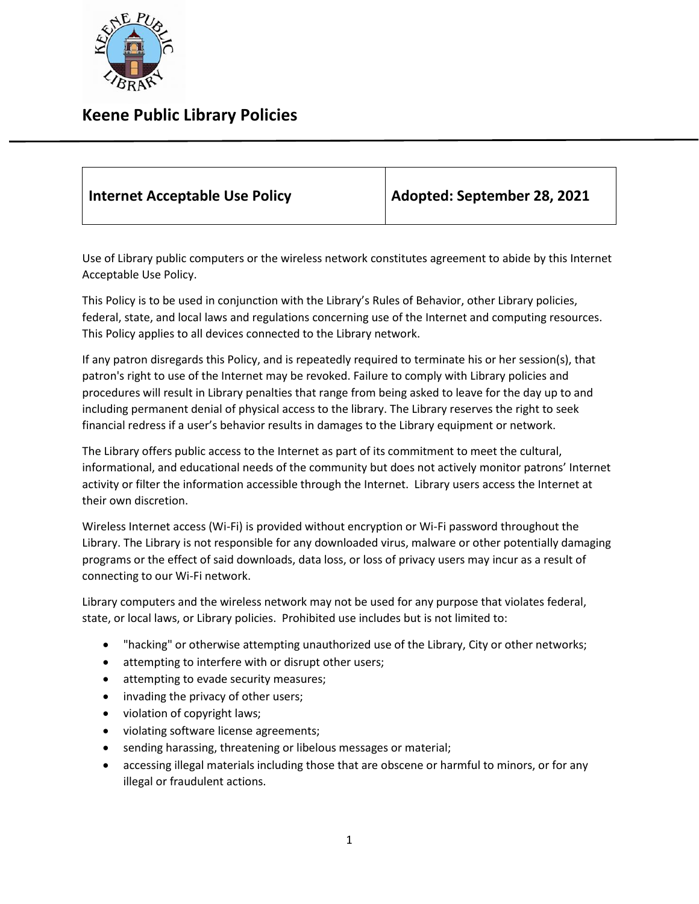# Keene Public Library Policies

| Internet Acceptable Use Policy | Adopted: September 28, 2021 |
| --- | --- |

Use of Library public computers or the wireless network constitutes agreement to abide by this Internet Acceptable Use Policy.

This Policy is to be used in conjunction with the Library's Rules of Behavior, other Library policies, federal, state, and local laws and regulations concerning use of the Internet and computing resources. This Policy applies to all devices connected to the Library network.

If any patron disregards this Policy, and is repeatedly required to terminate his or her session(s), that patron's right to use of the Internet may be revoked. Failure to comply with Library policies and procedures will result in Library penalties that range from being asked to leave for the day up to and including permanent denial of physical access to the library. The Library reserves the right to seek financial redress if a user's behavior results in damages to the Library equipment or network.

The Library offers public access to the Internet as part of its commitment to meet the cultural, informational, and educational needs of the community but does not actively monitor patrons' Internet activity or filter the information accessible through the Internet. Library users access the Internet at their own discretion.

Wireless Internet access (Wi-Fi) is provided without encryption or Wi-Fi password throughout the Library. The Library is not responsible for any downloaded virus, malware or other potentially damaging programs or the effect of said downloads, data loss, or loss of privacy users may incur as a result of connecting to our Wi-Fi network.

Library computers and the wireless network may not be used for any purpose that violates federal, state, or local laws, or Library policies. Prohibited use includes but is not limited to:

- "hacking" or otherwise attempting unauthorized use of the Library, City or other networks;
- attempting to interfere with or disrupt other users;
- attempting to evade security measures;
- invading the privacy of other users;
- violation of copyright laws;
- violating software license agreements;
- sending harassing, threatening or libelous messages or material;
- accessing illegal materials including those that are obscene or harmful to minors, or for any illegal or fraudulent actions.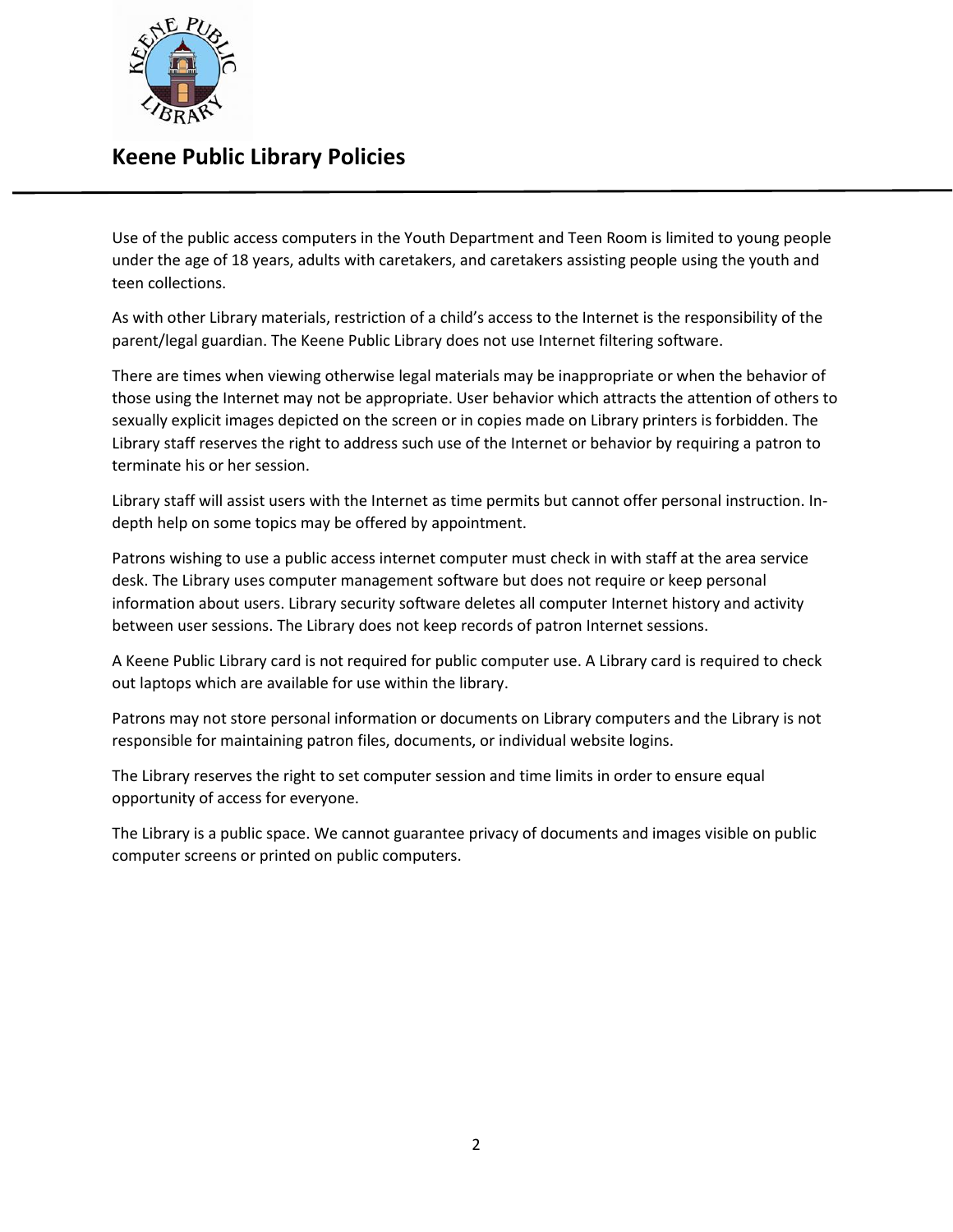# Keene Public Library Policies

Use of the public access computers in the Youth Department and Teen Room is limited to young people under the age of 18 years, adults with caretakers, and caretakers assisting people using the youth and teen collections.

As with other Library materials, restriction of a child's access to the Internet is the responsibility of the parent/legal guardian. The Keene Public Library does not use Internet filtering software.

There are times when viewing otherwise legal materials may be inappropriate or when the behavior of those using the Internet may not be appropriate. User behavior which attracts the attention of others to sexually explicit images depicted on the screen or in copies made on Library printers is forbidden. The Library staff reserves the right to address such use of the Internet or behavior by requiring a patron to terminate his or her session.

Library staff will assist users with the Internet as time permits but cannot offer personal instruction. In-depth help on some topics may be offered by appointment.

Patrons wishing to use a public access internet computer must check in with staff at the area service desk. The Library uses computer management software but does not require or keep personal information about users. Library security software deletes all computer Internet history and activity between user sessions. The Library does not keep records of patron Internet sessions.

A Keene Public Library card is not required for public computer use. A Library card is required to check out laptops which are available for use within the library.

Patrons may not store personal information or documents on Library computers and the Library is not responsible for maintaining patron files, documents, or individual website logins.

The Library reserves the right to set computer session and time limits in order to ensure equal opportunity of access for everyone.

The Library is a public space. We cannot guarantee privacy of documents and images visible on public computer screens or printed on public computers.